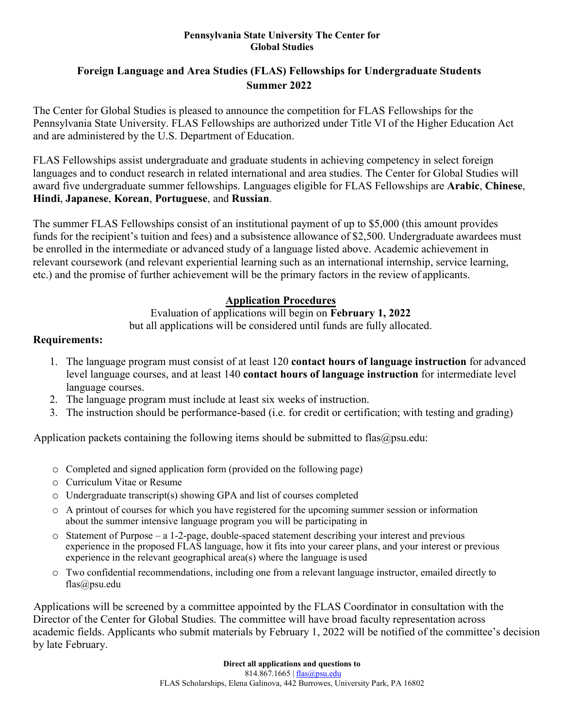**Pennsylvania State University The Center for Global Studies**

# Foreign Language and Area Studies (FLAS) Fellowships for Undergraduate Students Summer 2022

The Center for Global Studies is pleased to announce the competition for FLAS Fellowships for the Pennsylvania State University. FLAS Fellowships are authorized under Title VI of the Higher Education Act and are administered by the U.S. Department of Education.

FLAS Fellowships assist undergraduate and graduate students in achieving competency in select foreign languages and to conduct research in related international and area studies. The Center for Global Studies will award five undergraduate summer fellowships. Languages eligible for FLAS Fellowships are **Arabic**, **Chinese**, **Hindi**, **Japanese**, **Korean**, **Portuguese**, and **Russian**.

The summer FLAS Fellowships consist of an institutional payment of up to $5,000 (this amount provides funds for the recipient's tuition and fees) and a subsistence allowance of $2,500. Undergraduate awardees must be enrolled in the intermediate or advanced study of a language listed above. Academic achievement in relevant coursework (and relevant experiential learning such as an international internship, service learning, etc.) and the promise of further achievement will be the primary factors in the review of applicants.

## Application Procedures

Evaluation of applications will begin on **February 1, 2022**
but all applications will be considered until funds are fully allocated.

**Requirements:**

1. The language program must consist of at least 120 **contact hours of language instruction** for advanced level language courses, and at least 140 **contact hours of language instruction** for intermediate level language courses.
2. The language program must include at least six weeks of instruction.
3. The instruction should be performance-based (i.e. for credit or certification; with testing and grading)

Application packets containing the following items should be submitted to flas@psu.edu:

- Completed and signed application form (provided on the following page)
- Curriculum Vitae or Resume
- Undergraduate transcript(s) showing GPA and list of courses completed
- A printout of courses for which you have registered for the upcoming summer session or information about the summer intensive language program you will be participating in
- Statement of Purpose – a 1-2-page, double-spaced statement describing your interest and previous experience in the proposed FLAS language, how it fits into your career plans, and your interest or previous experience in the relevant geographical area(s) where the language is used
- Two confidential recommendations, including one from a relevant language instructor, emailed directly to flas@psu.edu

Applications will be screened by a committee appointed by the FLAS Coordinator in consultation with the Director of the Center for Global Studies. The committee will have broad faculty representation across academic fields. Applicants who submit materials by February 1, 2022 will be notified of the committee's decision by late February.

**Direct all applications and questions to**
814.867.1665 | flas@psu.edu
FLAS Scholarships, Elena Galinova, 442 Burrowes, University Park, PA 16802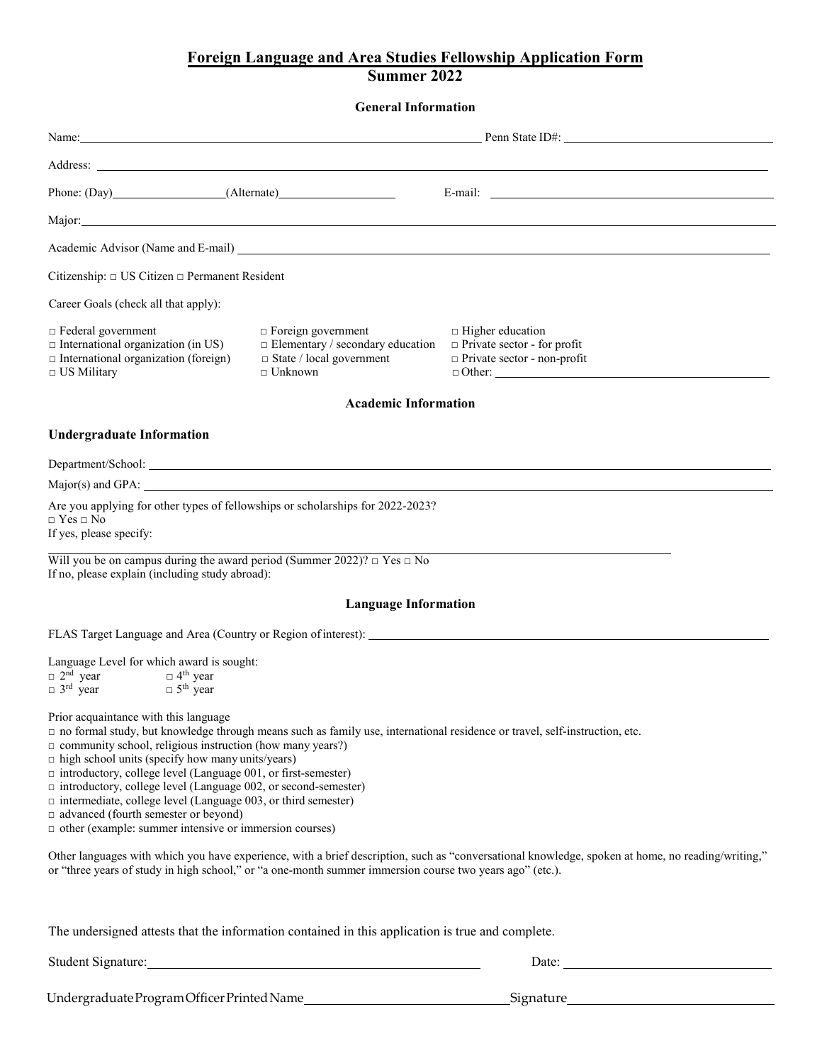# Foreign Language and Area Studies Fellowship Application Form
## Summer 2022

### General Information

Name: ______________________________ Penn State ID#: ______________________________

Address: ______________________________

Phone: (Day)__________________(Alternate)__________________ E-mail: ______________________________

Major: ______________________________

Academic Advisor (Name and E-mail) ______________________________

Citizenship: □ US Citizen □ Permanent Resident

Career Goals (check all that apply):

□ Federal government
□ International organization (in US)
□ International organization (foreign)
□ US Military
□ Foreign government
□ Elementary / secondary education
□ State / local government
□ Unknown
□ Higher education
□ Private sector - for profit
□ Private sector - non-profit
□ Other: ______________________________

### Academic Information

**Undergraduate Information**

Department/School: ______________________________

Major(s) and GPA: ______________________________

Are you applying for other types of fellowships or scholarships for 2022-2023?
□ Yes □ No
If yes, please specify:

______________________________

Will you be on campus during the award period (Summer 2022)? □ Yes □ No
If no, please explain (including study abroad):

### Language Information

FLAS Target Language and Area (Country or Region of interest): ______________________________

Language Level for which award is sought:
□ 2nd year □ 4th year
□ 3rd year □ 5th year

Prior acquaintance with this language
□ no formal study, but knowledge through means such as family use, international residence or travel, self-instruction, etc.
□ community school, religious instruction (how many years?)
□ high school units (specify how many units/years)
□ introductory, college level (Language 001, or first-semester)
□ introductory, college level (Language 002, or second-semester)
□ intermediate, college level (Language 003, or third semester)
□ advanced (fourth semester or beyond)
□ other (example: summer intensive or immersion courses)

Other languages with which you have experience, with a brief description, such as "conversational knowledge, spoken at home, no reading/writing," or "three years of study in high school," or "a one-month summer immersion course two years ago" (etc.).

The undersigned attests that the information contained in this application is true and complete.

Student Signature: ______________________________ Date: ______________________________

Undergraduate Program Officer Printed Name ______________________________ Signature ______________________________